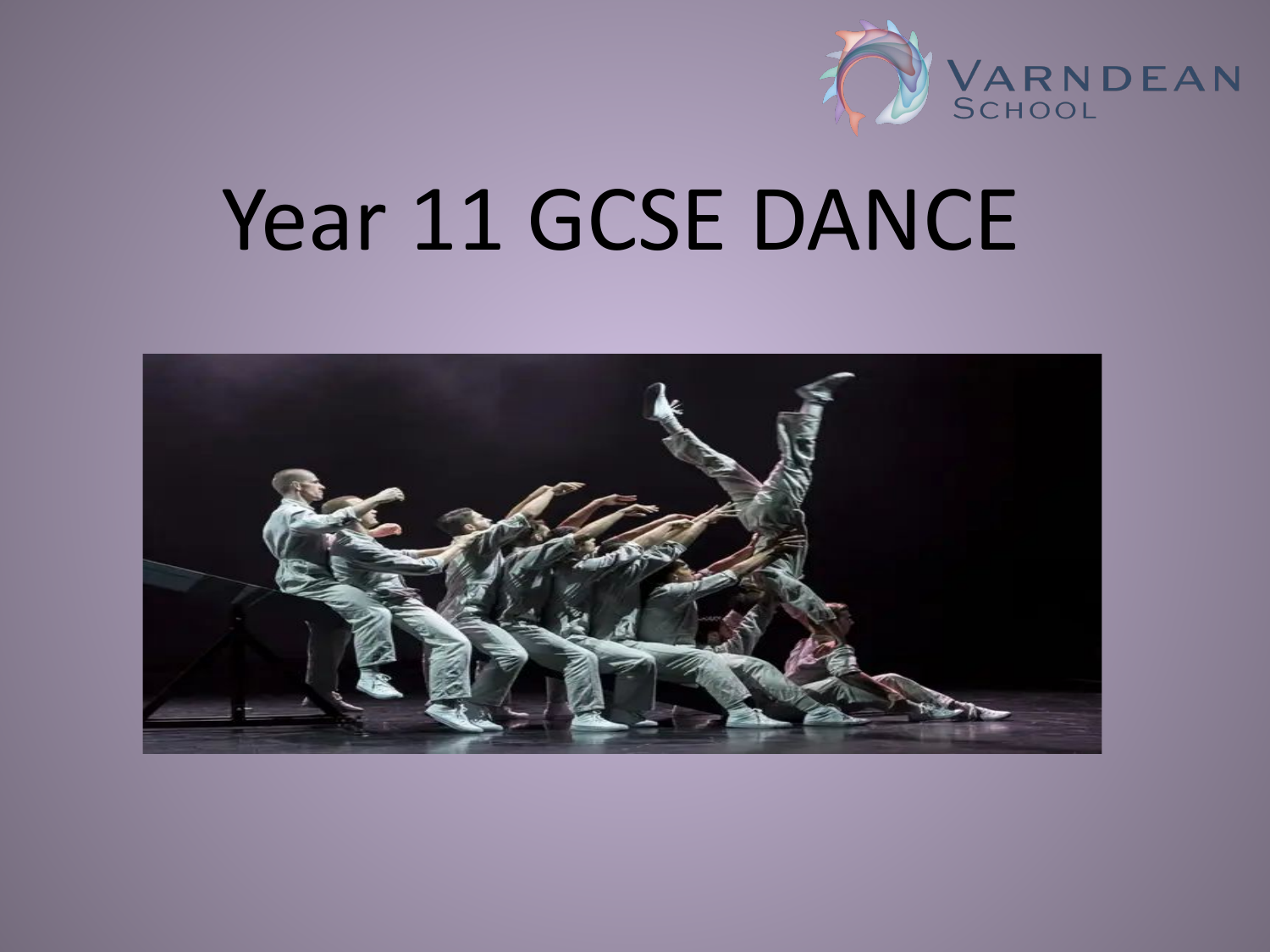# Year 11 GCSE DANCE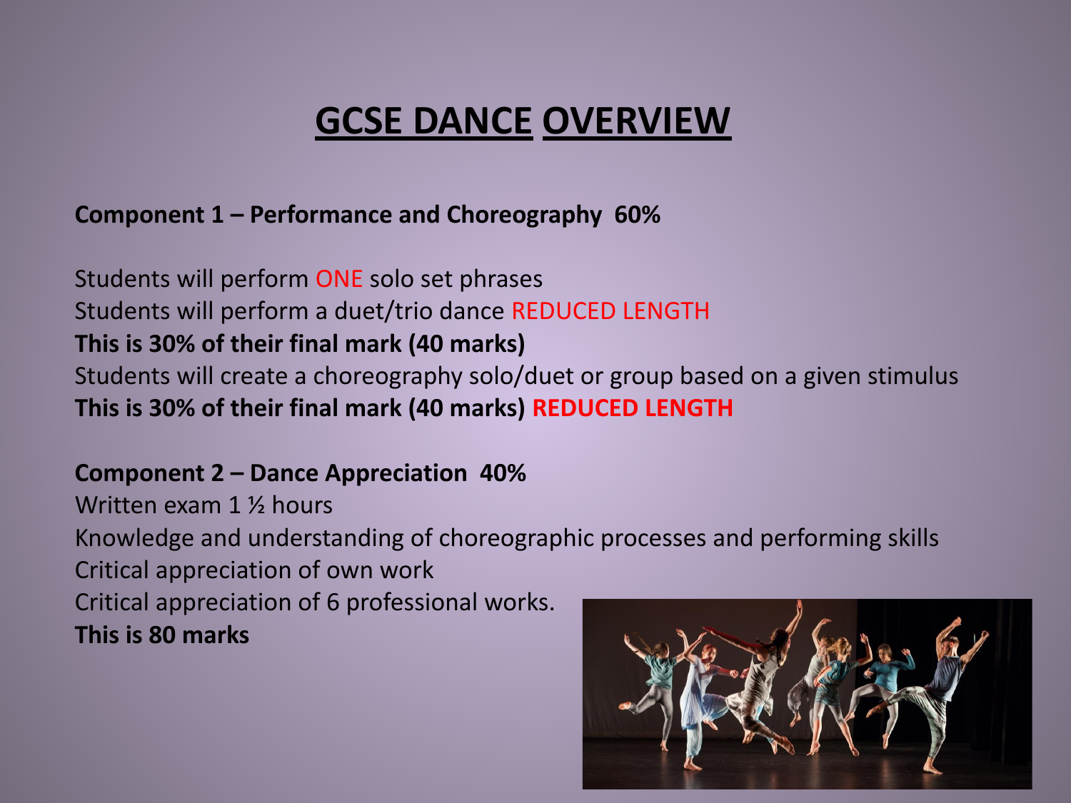# GCSE DANCE OVERVIEW

**Component 1 – Performance and Choreography 60%**

Students will perform ONE solo set phrases
Students will perform a duet/trio dance REDUCED LENGTH
**This is 30% of their final mark (40 marks)**
Students will create a choreography solo/duet or group based on a given stimulus
**This is 30% of their final mark (40 marks) REDUCED LENGTH**

**Component 2 – Dance Appreciation 40%**
Written exam 1 ½ hours
Knowledge and understanding of choreographic processes and performing skills
Critical appreciation of own work
Critical appreciation of 6 professional works.
**This is 80 marks**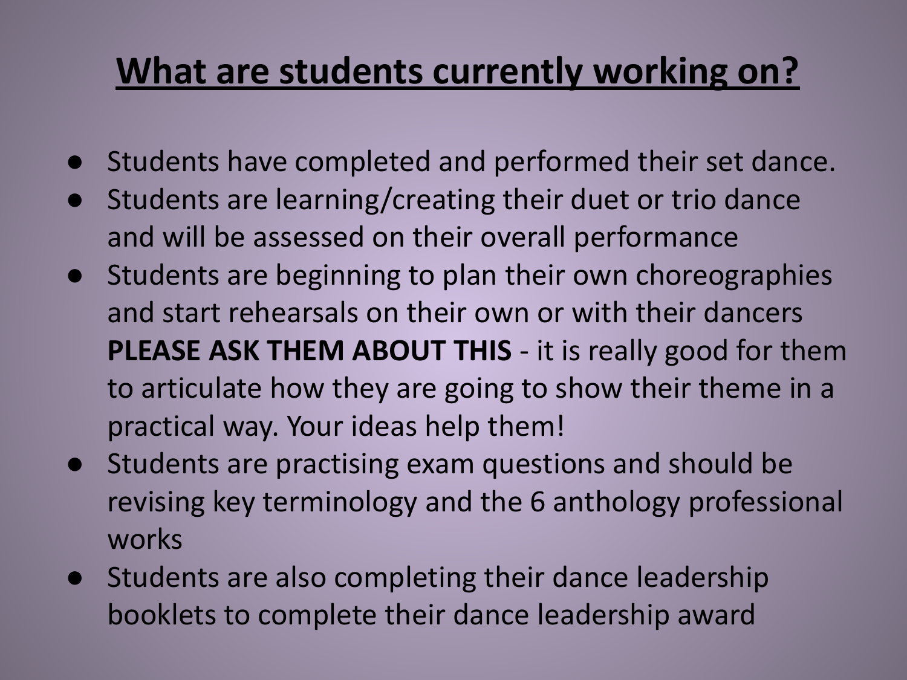# <u>What are students currently working on?</u>

- Students have completed and performed their set dance.
- Students are learning/creating their duet or trio dance and will be assessed on their overall performance
- Students are beginning to plan their own choreographies and start rehearsals on their own or with their dancers **PLEASE ASK THEM ABOUT THIS** - it is really good for them to articulate how they are going to show their theme in a practical way. Your ideas help them!
- Students are practising exam questions and should be revising key terminology and the 6 anthology professional works
- Students are also completing their dance leadership booklets to complete their dance leadership award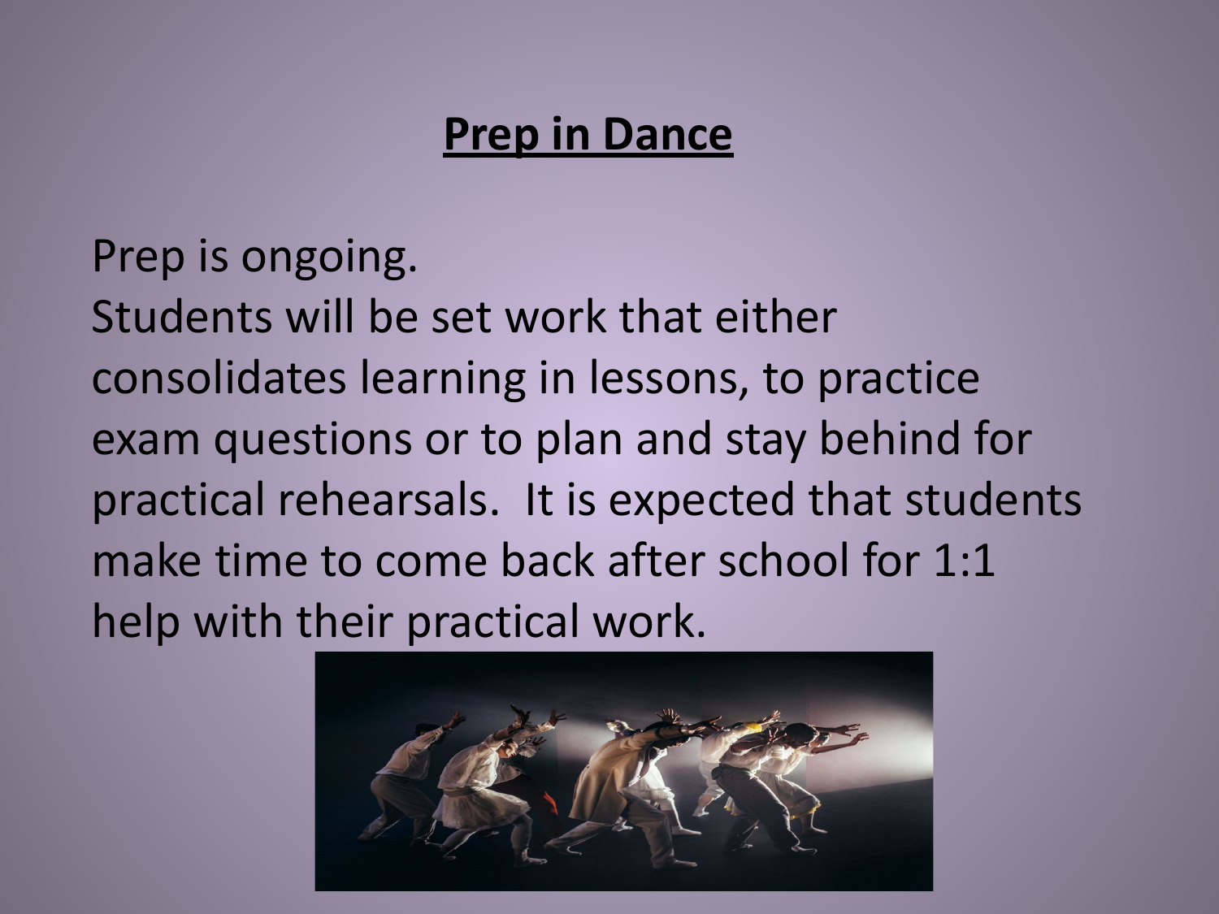# Prep in Dance

Prep is ongoing.
Students will be set work that either consolidates learning in lessons, to practice exam questions or to plan and stay behind for practical rehearsals.  It is expected that students make time to come back after school for 1:1 help with their practical work.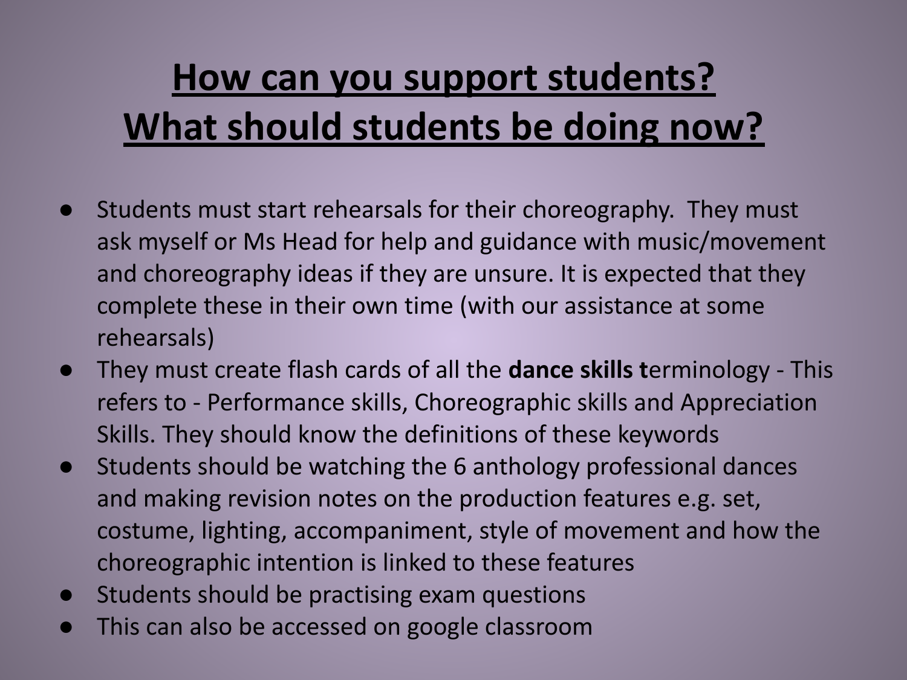# How can you support students?
# What should students be doing now?

- Students must start rehearsals for their choreography.  They must ask myself or Ms Head for help and guidance with music/movement and choreography ideas if they are unsure. It is expected that they complete these in their own time (with our assistance at some rehearsals)
- They must create flash cards of all the **dance skills t**erminology - This refers to - Performance skills, Choreographic skills and Appreciation Skills. They should know the definitions of these keywords
- Students should be watching the 6 anthology professional dances and making revision notes on the production features e.g. set, costume, lighting, accompaniment, style of movement and how the choreographic intention is linked to these features
- Students should be practising exam questions
- This can also be accessed on google classroom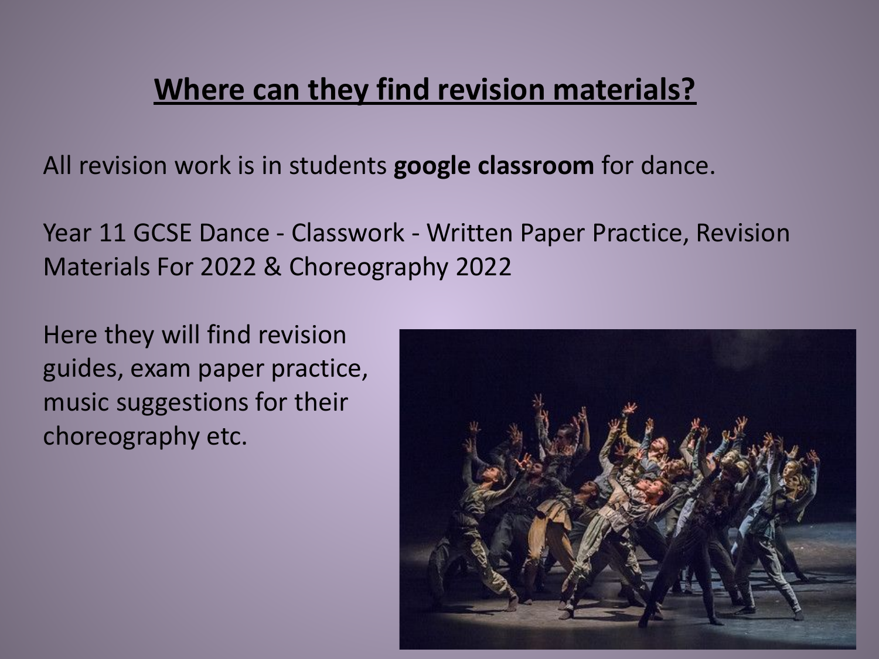## **Where can they find revision materials?**

All revision work is in students **google classroom** for dance.

Year 11 GCSE Dance - Classwork - Written Paper Practice, Revision Materials For 2022 & Choreography 2022

Here they will find revision guides, exam paper practice, music suggestions for their choreography etc.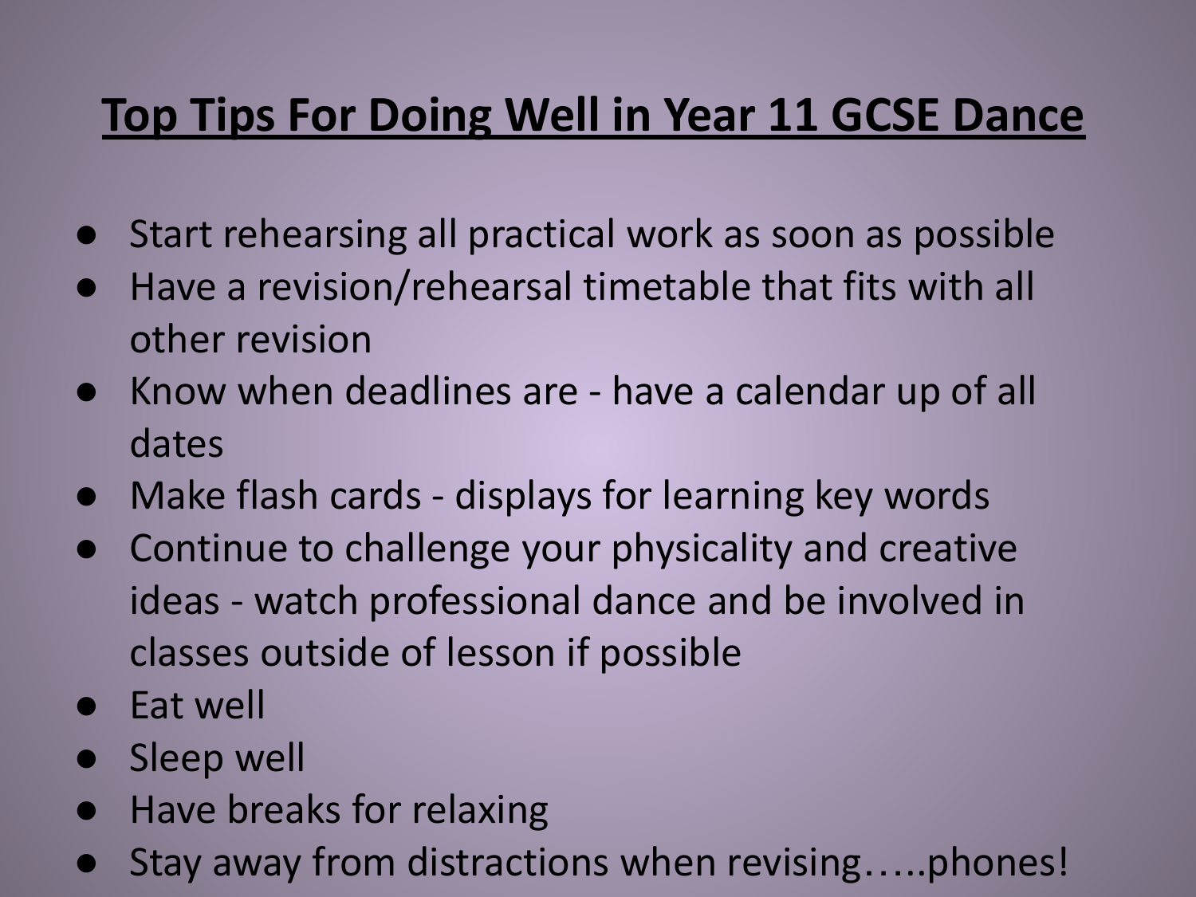# Top Tips For Doing Well in Year 11 GCSE Dance

- Start rehearsing all practical work as soon as possible
- Have a revision/rehearsal timetable that fits with all other revision
- Know when deadlines are - have a calendar up of all dates
- Make flash cards - displays for learning key words
- Continue to challenge your physicality and creative ideas - watch professional dance and be involved in classes outside of lesson if possible
- Eat well
- Sleep well
- Have breaks for relaxing
- Stay away from distractions when revising…..phones!